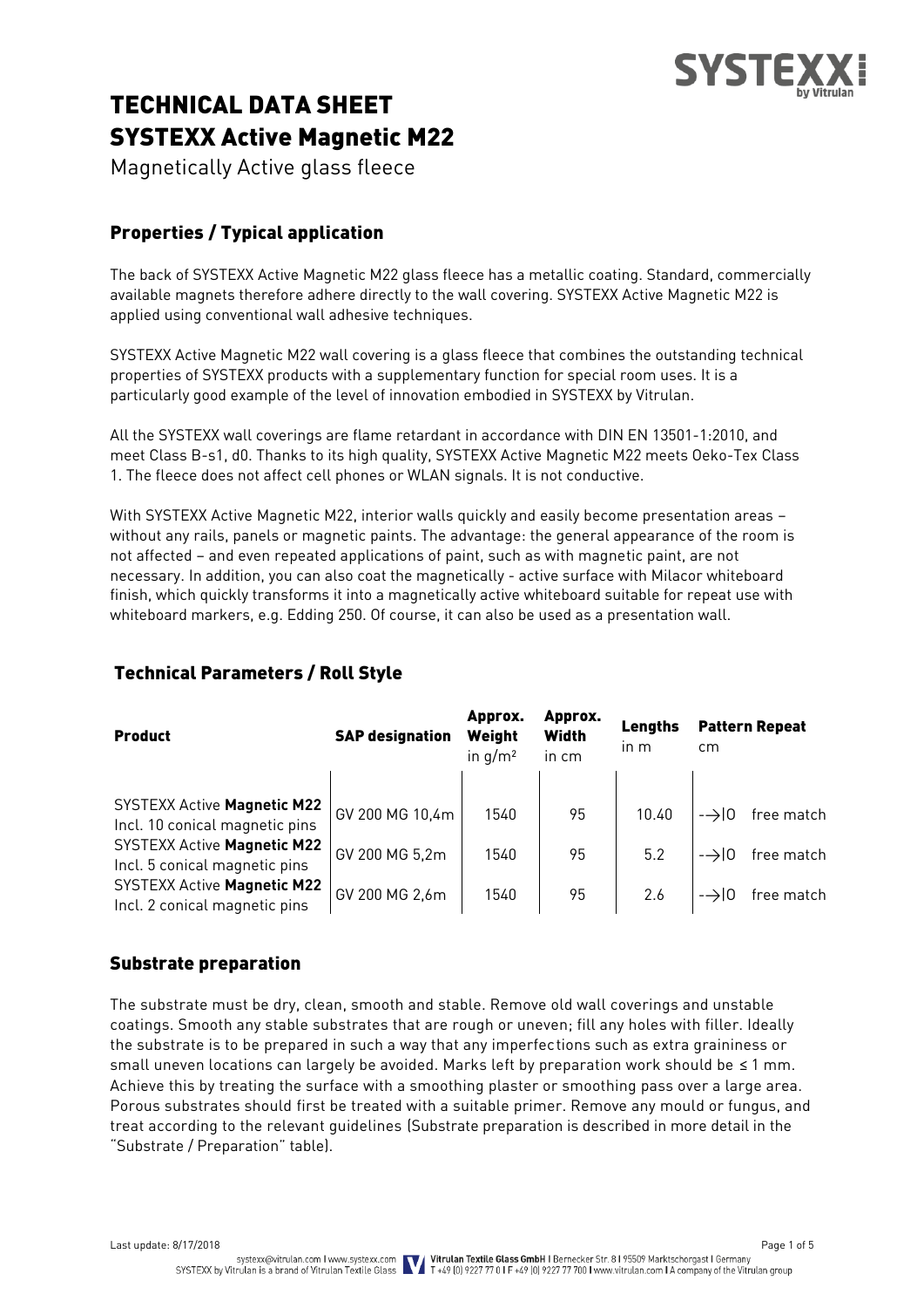# TECHNICAL DATA SHEET
# SYSTEXX Active Magnetic M22

Magnetically Active glass fleece

## Properties / Typical application

The back of SYSTEXX Active Magnetic M22 glass fleece has a metallic coating. Standard, commercially available magnets therefore adhere directly to the wall covering. SYSTEXX Active Magnetic M22 is applied using conventional wall adhesive techniques.

SYSTEXX Active Magnetic M22 wall covering is a glass fleece that combines the outstanding technical properties of SYSTEXX products with a supplementary function for special room uses. It is a particularly good example of the level of innovation embodied in SYSTEXX by Vitrulan.

All the SYSTEXX wall coverings are flame retardant in accordance with DIN EN 13501-1:2010, and meet Class B-s1, d0. Thanks to its high quality, SYSTEXX Active Magnetic M22 meets Oeko-Tex Class 1. The fleece does not affect cell phones or WLAN signals. It is not conductive.

With SYSTEXX Active Magnetic M22, interior walls quickly and easily become presentation areas – without any rails, panels or magnetic paints. The advantage: the general appearance of the room is not affected – and even repeated applications of paint, such as with magnetic paint, are not necessary. In addition, you can also coat the magnetically - active surface with Milacor whiteboard finish, which quickly transforms it into a magnetically active whiteboard suitable for repeat use with whiteboard markers, e.g. Edding 250. Of course, it can also be used as a presentation wall.

## Technical Parameters / Roll Style

| Product | SAP designation | Approx. Weight in g/m² | Approx. Width in cm | Lengths in m | Pattern Repeat cm |
|---|---|---|---|---|---|
| SYSTEXX Active **Magnetic M22** Incl. 10 conical magnetic pins | GV 200 MG 10,4m | 1540 | 95 | 10.40 | -->|0 free match |
| SYSTEXX Active **Magnetic M22** Incl. 5 conical magnetic pins | GV 200 MG 5,2m | 1540 | 95 | 5.2 | -->|0 free match |
| SYSTEXX Active **Magnetic M22** Incl. 2 conical magnetic pins | GV 200 MG 2,6m | 1540 | 95 | 2.6 | -->|0 free match |

## Substrate preparation

The substrate must be dry, clean, smooth and stable. Remove old wall coverings and unstable coatings. Smooth any stable substrates that are rough or uneven; fill any holes with filler. Ideally the substrate is to be prepared in such a way that any imperfections such as extra graininess or small uneven locations can largely be avoided. Marks left by preparation work should be ≤ 1 mm. Achieve this by treating the surface with a smoothing plaster or smoothing pass over a large area. Porous substrates should first be treated with a suitable primer. Remove any mould or fungus, and treat according to the relevant guidelines (Substrate preparation is described in more detail in the "Substrate / Preparation" table).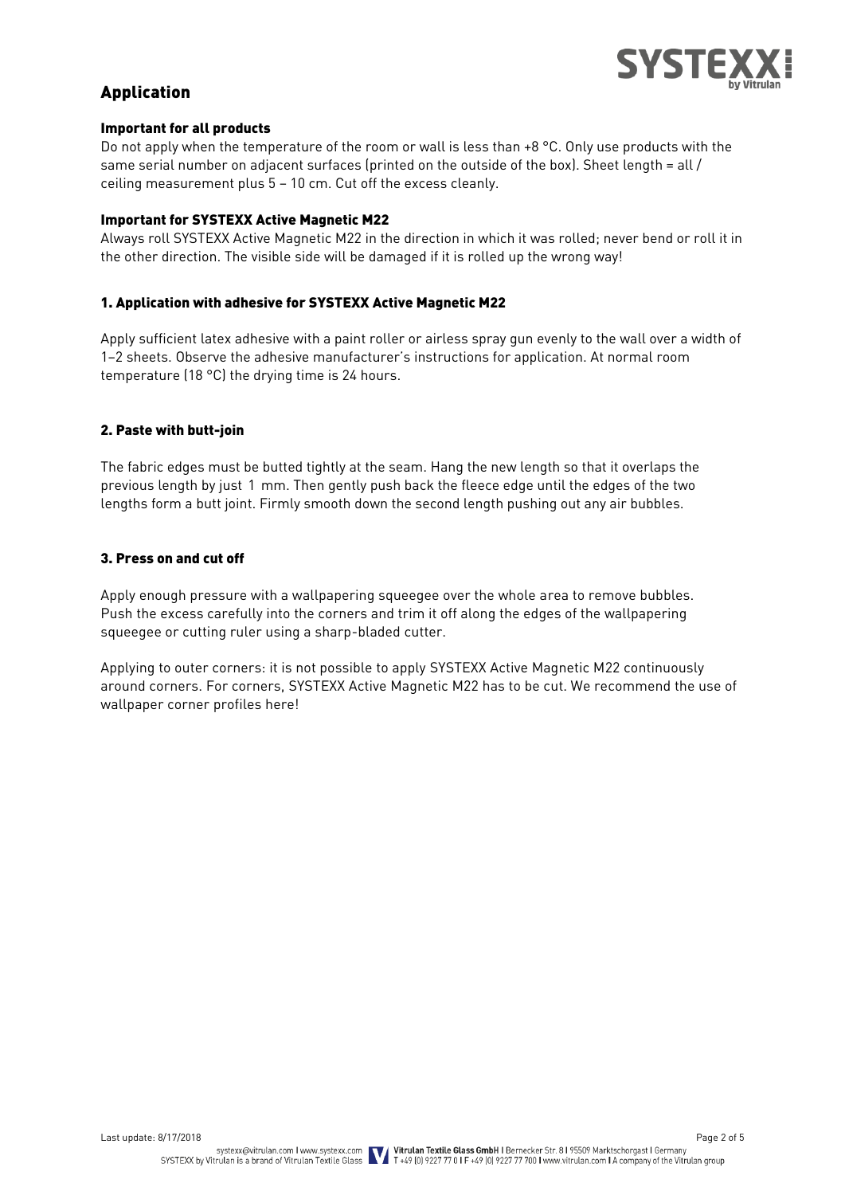# Application

### Important for all products

Do not apply when the temperature of the room or wall is less than +8 °C. Only use products with the same serial number on adjacent surfaces (printed on the outside of the box). Sheet length = all / ceiling measurement plus 5 – 10 cm. Cut off the excess cleanly.

### Important for SYSTEXX Active Magnetic M22

Always roll SYSTEXX Active Magnetic M22 in the direction in which it was rolled; never bend or roll it in the other direction. The visible side will be damaged if it is rolled up the wrong way!

### 1. Application with adhesive for SYSTEXX Active Magnetic M22

Apply sufficient latex adhesive with a paint roller or airless spray gun evenly to the wall over a width of 1–2 sheets. Observe the adhesive manufacturer's instructions for application. At normal room temperature (18 °C) the drying time is 24 hours.

### 2. Paste with butt-join

The fabric edges must be butted tightly at the seam. Hang the new length so that it overlaps the previous length by just 1 mm. Then gently push back the fleece edge until the edges of the two lengths form a butt joint. Firmly smooth down the second length pushing out any air bubbles.

### 3. Press on and cut off

Apply enough pressure with a wallpapering squeegee over the whole area to remove bubbles. Push the excess carefully into the corners and trim it off along the edges of the wallpapering squeegee or cutting ruler using a sharp-bladed cutter.

Applying to outer corners: it is not possible to apply SYSTEXX Active Magnetic M22 continuously around corners. For corners, SYSTEXX Active Magnetic M22 has to be cut. We recommend the use of wallpaper corner profiles here!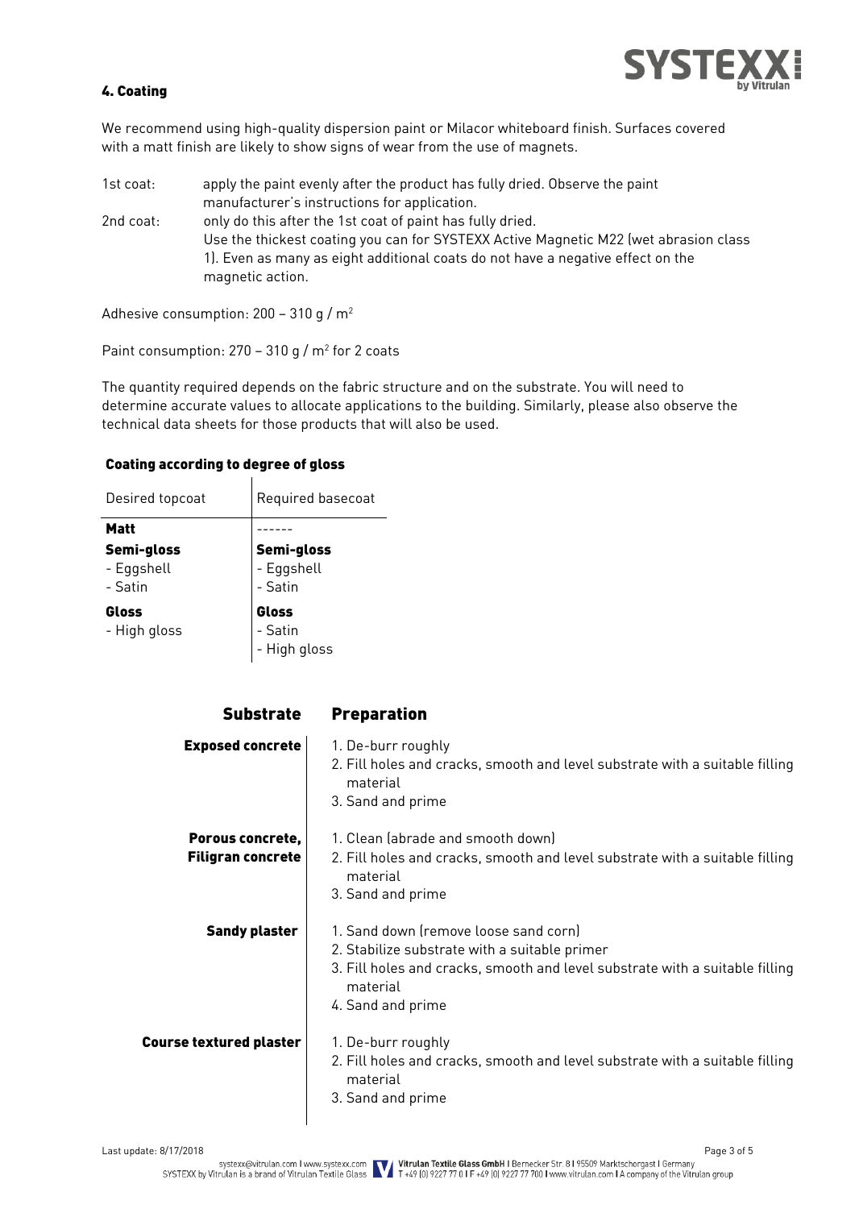## 4. Coating

We recommend using high-quality dispersion paint or Milacor whiteboard finish. Surfaces covered with a matt finish are likely to show signs of wear from the use of magnets.

1st coat: apply the paint evenly after the product has fully dried. Observe the paint manufacturer's instructions for application.

2nd coat: only do this after the 1st coat of paint has fully dried.
Use the thickest coating you can for SYSTEXX Active Magnetic M22 (wet abrasion class 1). Even as many as eight additional coats do not have a negative effect on the magnetic action.

Adhesive consumption: 200 – 310 g / m$^2$

Paint consumption: 270 – 310 g / m$^2$ for 2 coats

The quantity required depends on the fabric structure and on the substrate. You will need to determine accurate values to allocate applications to the building. Similarly, please also observe the technical data sheets for those products that will also be used.

### Coating according to degree of gloss

| Desired topcoat | Required basecoat |
|---|---|
| **Matt** | ------ |
| **Semi-gloss**<br>- Eggshell<br>- Satin | **Semi-gloss**<br>- Eggshell<br>- Satin |
| **Gloss**<br>- High gloss | **Gloss**<br>- Satin<br>- High gloss |

| Substrate | Preparation |
|---|---|
| **Exposed concrete** | 1. De-burr roughly<br>2. Fill holes and cracks, smooth and level substrate with a suitable filling material<br>3. Sand and prime |
| **Porous concrete, Filigran concrete** | 1. Clean (abrade and smooth down)<br>2. Fill holes and cracks, smooth and level substrate with a suitable filling material<br>3. Sand and prime |
| **Sandy plaster** | 1. Sand down (remove loose sand corn)<br>2. Stabilize substrate with a suitable primer<br>3. Fill holes and cracks, smooth and level substrate with a suitable filling material<br>4. Sand and prime |
| **Course textured plaster** | 1. De-burr roughly<br>2. Fill holes and cracks, smooth and level substrate with a suitable filling material<br>3. Sand and prime |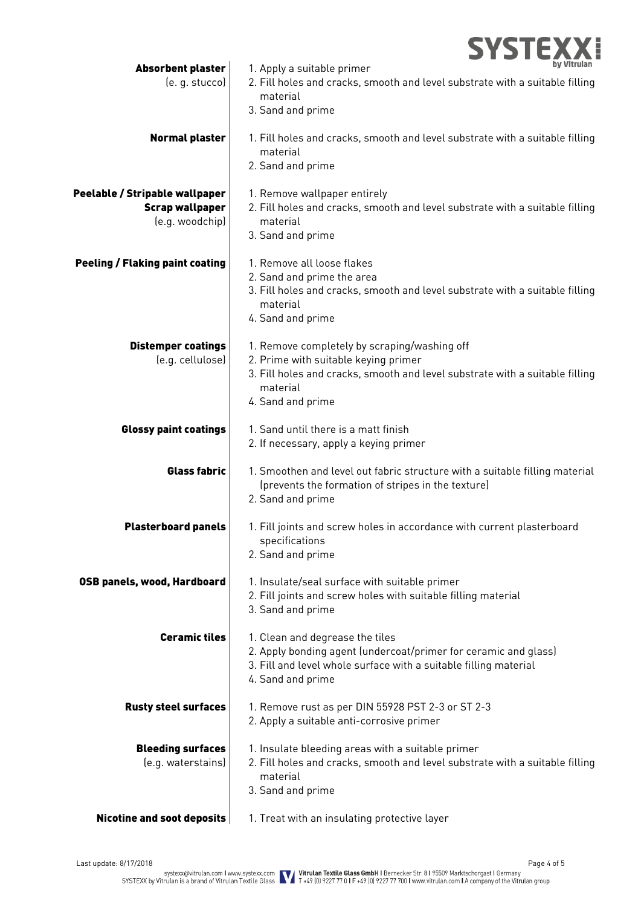| | |
|---|---|
| **Absorbent plaster** (e. g. stucco) | 1. Apply a suitable primer<br>2. Fill holes and cracks, smooth and level substrate with a suitable filling material<br>3. Sand and prime |
| **Normal plaster** | 1. Fill holes and cracks, smooth and level substrate with a suitable filling material<br>2. Sand and prime |
| **Peelable / Stripable wallpaper**<br>**Scrap wallpaper** (e.g. woodchip) | 1. Remove wallpaper entirely<br>2. Fill holes and cracks, smooth and level substrate with a suitable filling material<br>3. Sand and prime |
| **Peeling / Flaking paint coating** | 1. Remove all loose flakes<br>2. Sand and prime the area<br>3. Fill holes and cracks, smooth and level substrate with a suitable filling material<br>4. Sand and prime |
| **Distemper coatings** (e.g. cellulose) | 1. Remove completely by scraping/washing off<br>2. Prime with suitable keying primer<br>3. Fill holes and cracks, smooth and level substrate with a suitable filling material<br>4. Sand and prime |
| **Glossy paint coatings** | 1. Sand until there is a matt finish<br>2. If necessary, apply a keying primer |
| **Glass fabric** | 1. Smoothen and level out fabric structure with a suitable filling material (prevents the formation of stripes in the texture)<br>2. Sand and prime |
| **Plasterboard panels** | 1. Fill joints and screw holes in accordance with current plasterboard specifications<br>2. Sand and prime |
| **OSB panels, wood, Hardboard** | 1. Insulate/seal surface with suitable primer<br>2. Fill joints and screw holes with suitable filling material<br>3. Sand and prime |
| **Ceramic tiles** | 1. Clean and degrease the tiles<br>2. Apply bonding agent (undercoat/primer for ceramic and glass)<br>3. Fill and level whole surface with a suitable filling material<br>4. Sand and prime |
| **Rusty steel surfaces** | 1. Remove rust as per DIN 55928 PST 2-3 or ST 2-3<br>2. Apply a suitable anti-corrosive primer |
| **Bleeding surfaces** (e.g. waterstains) | 1. Insulate bleeding areas with a suitable primer<br>2. Fill holes and cracks, smooth and level substrate with a suitable filling material<br>3. Sand and prime |
| **Nicotine and soot deposits** | 1. Treat with an insulating protective layer |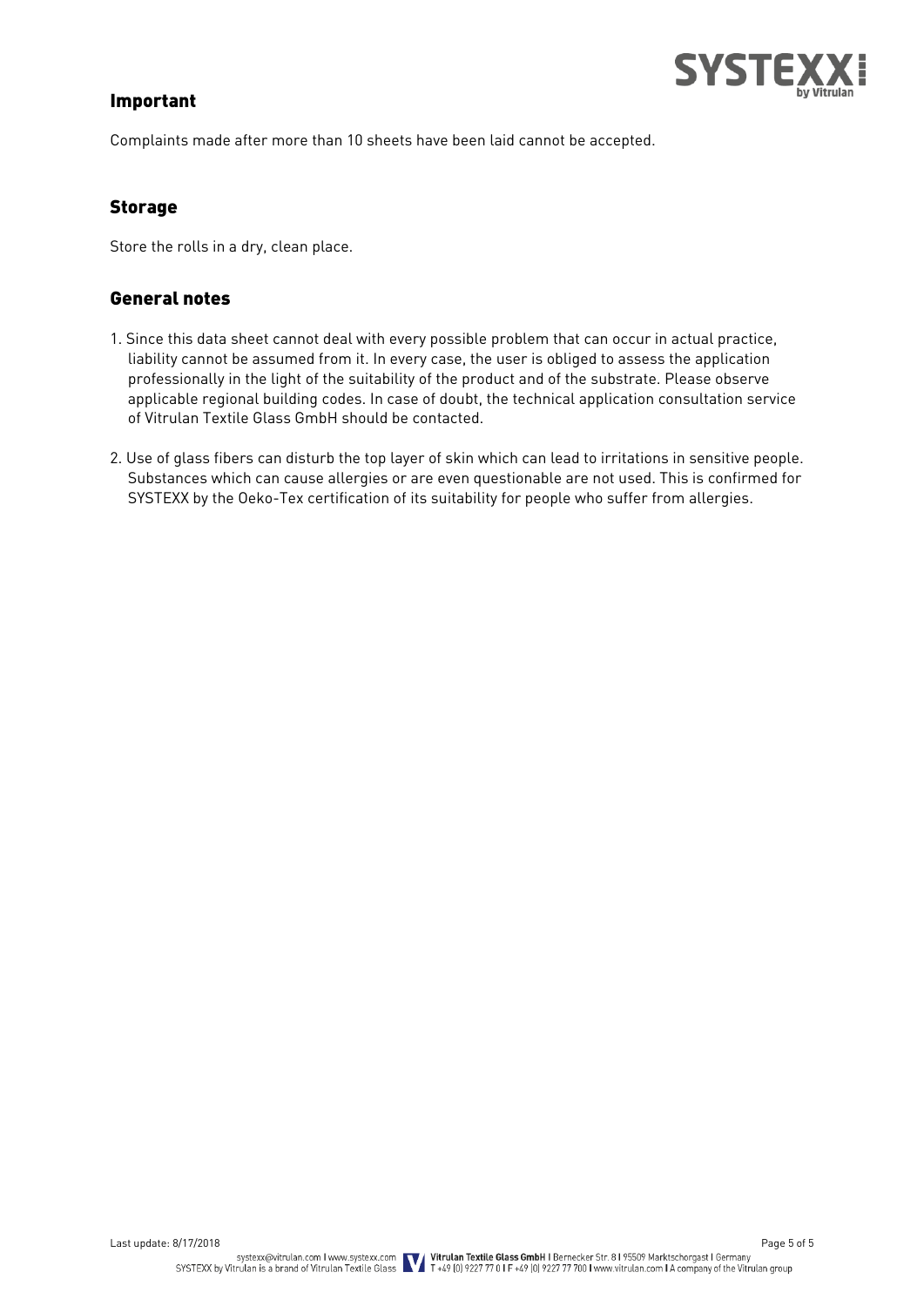## Important

Complaints made after more than 10 sheets have been laid cannot be accepted.

## Storage

Store the rolls in a dry, clean place.

## General notes

1. Since this data sheet cannot deal with every possible problem that can occur in actual practice, liability cannot be assumed from it. In every case, the user is obliged to assess the application professionally in the light of the suitability of the product and of the substrate. Please observe applicable regional building codes. In case of doubt, the technical application consultation service of Vitrulan Textile Glass GmbH should be contacted.

2. Use of glass fibers can disturb the top layer of skin which can lead to irritations in sensitive people. Substances which can cause allergies or are even questionable are not used. This is confirmed for SYSTEXX by the Oeko-Tex certification of its suitability for people who suffer from allergies.